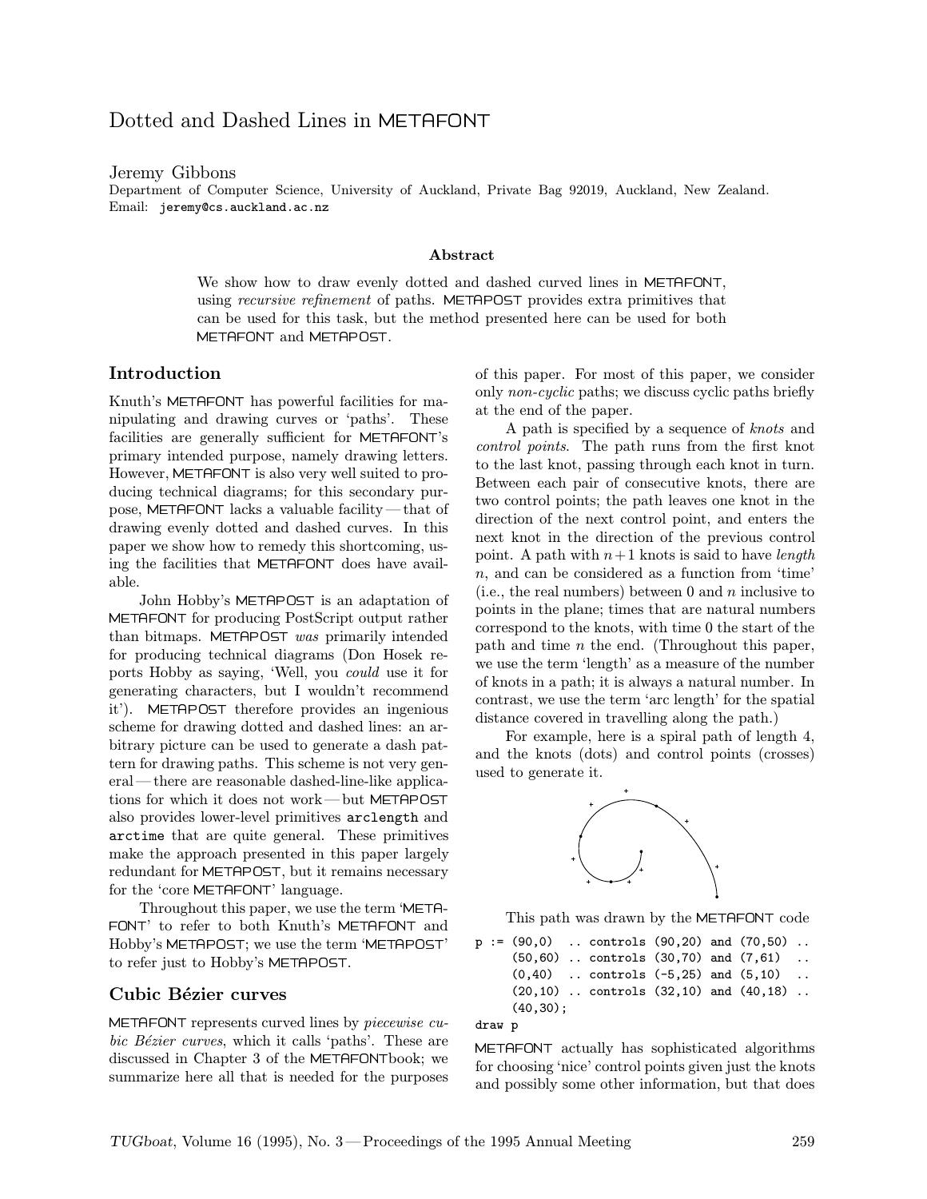# Dotted and Dashed Lines in METAFONT

Jeremy Gibbons
Department of Computer Science, University of Auckland, Private Bag 92019, Auckland, New Zealand.
Email: `jeremy@cs.auckland.ac.nz`

### Abstract

We show how to draw evenly dotted and dashed curved lines in METAFONT, using *recursive refinement* of paths. METAPOST provides extra primitives that can be used for this task, but the method presented here can be used for both METAFONT and METAPOST.

## Introduction

Knuth's METAFONT has powerful facilities for manipulating and drawing curves or 'paths'. These facilities are generally sufficient for METAFONT's primary intended purpose, namely drawing letters. However, METAFONT is also very well suited to producing technical diagrams; for this secondary purpose, METAFONT lacks a valuable facility — that of drawing evenly dotted and dashed curves. In this paper we show how to remedy this shortcoming, using the facilities that METAFONT does have available.

John Hobby's METAPOST is an adaptation of METAFONT for producing PostScript output rather than bitmaps. METAPOST *was* primarily intended for producing technical diagrams (Don Hosek reports Hobby as saying, 'Well, you *could* use it for generating characters, but I wouldn't recommend it'). METAPOST therefore provides an ingenious scheme for drawing dotted and dashed lines: an arbitrary picture can be used to generate a dash pattern for drawing paths. This scheme is not very general — there are reasonable dashed-line-like applications for which it does not work — but METAPOST also provides lower-level primitives `arclength` and `arctime` that are quite general. These primitives make the approach presented in this paper largely redundant for METAPOST, but it remains necessary for the 'core METAFONT' language.

Throughout this paper, we use the term 'METAFONT' to refer to both Knuth's METAFONT and Hobby's METAPOST; we use the term 'METAPOST' to refer just to Hobby's METAPOST.

## Cubic Bézier curves

METAFONT represents curved lines by *piecewise cubic Bézier curves*, which it calls 'paths'. These are discussed in Chapter 3 of the METAFONTbook; we summarize here all that is needed for the purposes of this paper. For most of this paper, we consider only *non-cyclic* paths; we discuss cyclic paths briefly at the end of the paper.

A path is specified by a sequence of *knots* and *control points*. The path runs from the first knot to the last knot, passing through each knot in turn. Between each pair of consecutive knots, there are two control points; the path leaves one knot in the direction of the next control point, and enters the next knot in the direction of the previous control point. A path with $n+1$ knots is said to have *length* $n$, and can be considered as a function from 'time' (i.e., the real numbers) between 0 and $n$ inclusive to points in the plane; times that are natural numbers correspond to the knots, with time 0 the start of the path and time $n$ the end. (Throughout this paper, we use the term 'length' as a measure of the number of knots in a path; it is always a natural number. In contrast, we use the term 'arc length' for the spatial distance covered in travelling along the path.)

For example, here is a spiral path of length 4, and the knots (dots) and control points (crosses) used to generate it.

This path was drawn by the METAFONT code

```
p := (90,0)  .. controls (90,20) and (70,50) ..
     (50,60) .. controls (30,70) and (7,61)  ..
     (0,40)  .. controls (-5,25) and (5,10)  ..
     (20,10) .. controls (32,10) and (40,18) ..
     (40,30);
draw p
```

METAFONT actually has sophisticated algorithms for choosing 'nice' control points given just the knots and possibly some other information, but that does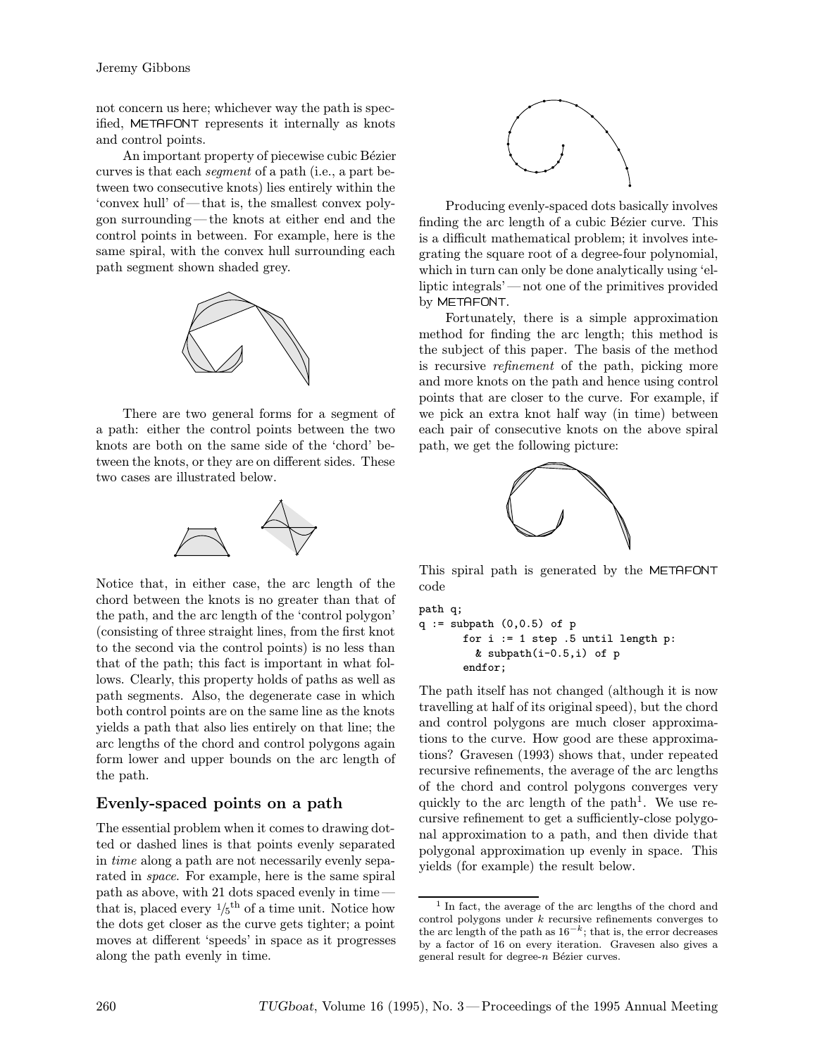not concern us here; whichever way the path is specified, METAFONT represents it internally as knots and control points.

An important property of piecewise cubic Bézier curves is that each *segment* of a path (i.e., a part between two consecutive knots) lies entirely within the 'convex hull' of — that is, the smallest convex polygon surrounding — the knots at either end and the control points in between. For example, here is the same spiral, with the convex hull surrounding each path segment shown shaded grey.

There are two general forms for a segment of a path: either the control points between the two knots are both on the same side of the 'chord' between the knots, or they are on different sides. These two cases are illustrated below.

Notice that, in either case, the arc length of the chord between the knots is no greater than that of the path, and the arc length of the 'control polygon' (consisting of three straight lines, from the first knot to the second via the control points) is no less than that of the path; this fact is important in what follows. Clearly, this property holds of paths as well as path segments. Also, the degenerate case in which both control points are on the same line as the knots yields a path that also lies entirely on that line; the arc lengths of the chord and control polygons again form lower and upper bounds on the arc length of the path.

## Evenly-spaced points on a path

The essential problem when it comes to drawing dotted or dashed lines is that points evenly separated in *time* along a path are not necessarily evenly separated in *space*. For example, here is the same spiral path as above, with 21 dots spaced evenly in time — that is, placed every $1/5^{\text{th}}$ of a time unit. Notice how the dots get closer as the curve gets tighter; a point moves at different 'speeds' in space as it progresses along the path evenly in time.

Producing evenly-spaced dots basically involves finding the arc length of a cubic Bézier curve. This is a difficult mathematical problem; it involves integrating the square root of a degree-four polynomial, which in turn can only be done analytically using 'elliptic integrals' — not one of the primitives provided by METAFONT.

Fortunately, there is a simple approximation method for finding the arc length; this method is the subject of this paper. The basis of the method is recursive *refinement* of the path, picking more and more knots on the path and hence using control points that are closer to the curve. For example, if we pick an extra knot half way (in time) between each pair of consecutive knots on the above spiral path, we get the following picture:

This spiral path is generated by the METAFONT code

```
path q;
q := subpath (0,0.5) of p
       for i := 1 step .5 until length p:
         & subpath(i-0.5,i) of p
       endfor;
```

The path itself has not changed (although it is now travelling at half of its original speed), but the chord and control polygons are much closer approximations to the curve. How good are these approximations? Gravesen (1993) shows that, under repeated recursive refinements, the average of the arc lengths of the chord and control polygons converges very quickly to the arc length of the path[1]. We use recursive refinement to get a sufficiently-close polygonal approximation to a path, and then divide that polygonal approximation up evenly in space. This yields (for example) the result below.

[1] In fact, the average of the arc lengths of the chord and control polygons under $k$ recursive refinements converges to the arc length of the path as $16^{-k}$; that is, the error decreases by a factor of 16 on every iteration. Gravesen also gives a general result for degree-$n$ Bézier curves.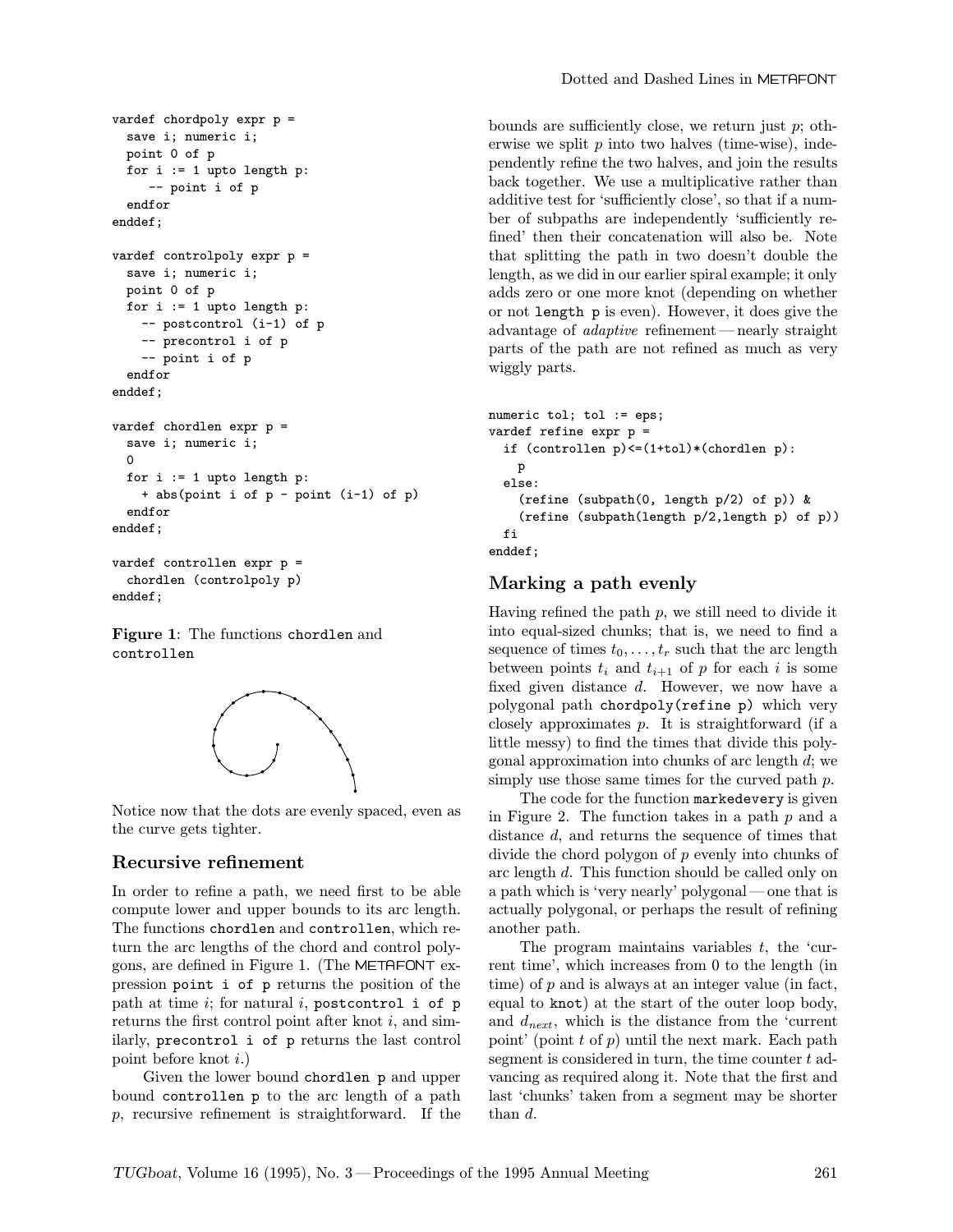```
vardef chordpoly expr p =
  save i; numeric i;
  point 0 of p
  for i := 1 upto length p:
     -- point i of p
  endfor
enddef;

vardef controlpoly expr p =
  save i; numeric i;
  point 0 of p
  for i := 1 upto length p:
    -- postcontrol (i-1) of p
    -- precontrol i of p
    -- point i of p
  endfor
enddef;

vardef chordlen expr p =
  save i; numeric i;
  0
  for i := 1 upto length p:
    + abs(point i of p - point (i-1) of p)
  endfor
enddef;

vardef controllen expr p =
  chordlen (controlpoly p)
enddef;
```

**Figure 1**: The functions `chordlen` and `controllen`

Notice now that the dots are evenly spaced, even as the curve gets tighter.

## Recursive refinement

In order to refine a path, we need first to be able compute lower and upper bounds to its arc length. The functions `chordlen` and `controllen`, which return the arc lengths of the chord and control polygons, are defined in Figure 1. (The METAFONT expression `point i of p` returns the position of the path at time $i$; for natural $i$, `postcontrol i of p` returns the first control point after knot $i$, and similarly, `precontrol i of p` returns the last control point before knot $i$.)

Given the lower bound `chordlen p` and upper bound `controllen p` to the arc length of a path $p$, recursive refinement is straightforward. If the bounds are sufficiently close, we return just $p$; otherwise we split $p$ into two halves (time-wise), independently refine the two halves, and join the results back together. We use a multiplicative rather than additive test for 'sufficiently close', so that if a number of subpaths are independently 'sufficiently refined' then their concatenation will also be. Note that splitting the path in two doesn't double the length, as we did in our earlier spiral example; it only adds zero or one more knot (depending on whether or not `length p` is even). However, it does give the advantage of *adaptive* refinement — nearly straight parts of the path are not refined as much as very wiggly parts.

```
numeric tol; tol := eps;
vardef refine expr p =
  if (controllen p)<=(1+tol)*(chordlen p):
    p
  else:
    (refine (subpath(0, length p/2) of p)) &
    (refine (subpath(length p/2,length p) of p))
  fi
enddef;
```

## Marking a path evenly

Having refined the path $p$, we still need to divide it into equal-sized chunks; that is, we need to find a sequence of times $t_0, \ldots, t_r$ such that the arc length between points $t_i$ and $t_{i+1}$ of $p$ for each $i$ is some fixed given distance $d$. However, we now have a polygonal path `chordpoly(refine p)` which very closely approximates $p$. It is straightforward (if a little messy) to find the times that divide this polygonal approximation into chunks of arc length $d$; we simply use those same times for the curved path $p$.

The code for the function `markedevery` is given in Figure 2. The function takes in a path $p$ and a distance $d$, and returns the sequence of times that divide the chord polygon of $p$ evenly into chunks of arc length $d$. This function should be called only on a path which is 'very nearly' polygonal — one that is actually polygonal, or perhaps the result of refining another path.

The program maintains variables $t$, the 'current time', which increases from 0 to the length (in time) of $p$ and is always at an integer value (in fact, equal to `knot`) at the start of the outer loop body, and $d_{next}$, which is the distance from the 'current point' (point $t$ of $p$) until the next mark. Each path segment is considered in turn, the time counter $t$ advancing as required along it. Note that the first and last 'chunks' taken from a segment may be shorter than $d$.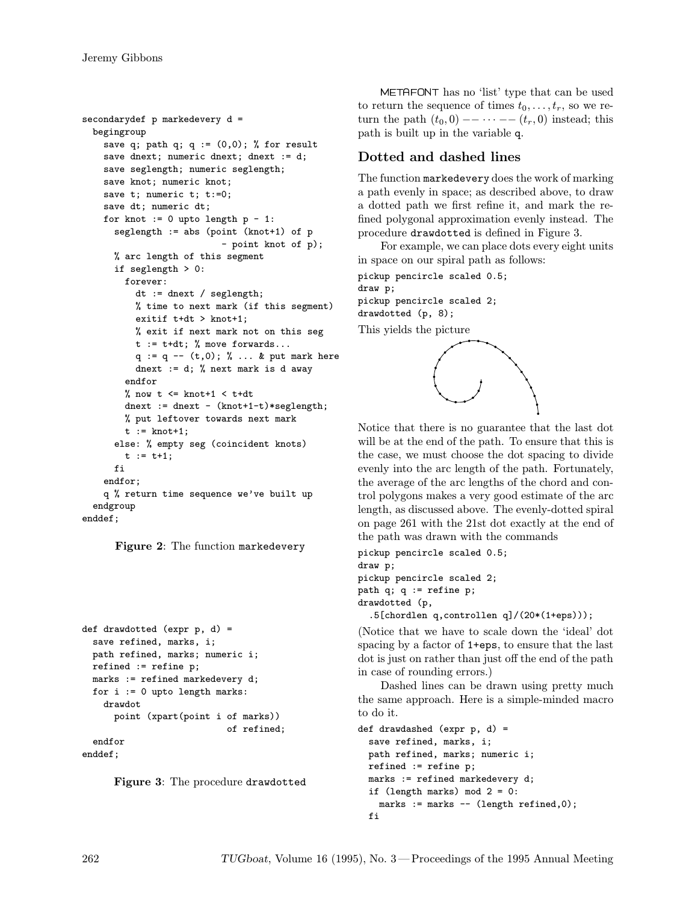```
secondarydef p markedevery d =
  begingroup
    save q; path q; q := (0,0); % for result
    save dnext; numeric dnext; dnext := d;
    save seglength; numeric seglength;
    save knot; numeric knot;
    save t; numeric t; t:=0;
    save dt; numeric dt;
    for knot := 0 upto length p - 1:
      seglength := abs (point (knot+1) of p
                        - point knot of p);
      % arc length of this segment
      if seglength > 0:
        forever:
          dt := dnext / seglength;
          % time to next mark (if this segment)
          exitif t+dt > knot+1;
          % exit if next mark not on this seg
          t := t+dt; % move forwards...
          q := q -- (t,0); % ... & put mark here
          dnext := d; % next mark is d away
        endfor
        % now t <= knot+1 < t+dt
        dnext := dnext - (knot+1-t)*seglength;
        % put leftover towards next mark
        t := knot+1;
      else: % empty seg (coincident knots)
        t := t+1;
      fi
    endfor;
    q % return time sequence we've built up
  endgroup
enddef;
```

**Figure 2**: The function `markedevery`

```
def drawdotted (expr p, d) =
  save refined, marks, i;
  path refined, marks; numeric i;
  refined := refine p;
  marks := refined markedevery d;
  for i := 0 upto length marks:
    drawdot
      point (xpart(point i of marks))
                        of refined;
  endfor
enddef;
```

**Figure 3**: The procedure `drawdotted`

METAFONT has no 'list' type that can be used to return the sequence of times $t_0, \ldots, t_r$, so we return the path $(t_0, 0) -- \cdots -- (t_r, 0)$ instead; this path is built up in the variable `q`.

## Dotted and dashed lines

The function `markedevery` does the work of marking a path evenly in space; as described above, to draw a dotted path we first refine it, and mark the refined polygonal approximation evenly instead. The procedure `drawdotted` is defined in Figure 3.

For example, we can place dots every eight units in space on our spiral path as follows:

```
pickup pencircle scaled 0.5;
draw p;
pickup pencircle scaled 2;
drawdotted (p, 8);
```

This yields the picture

Notice that there is no guarantee that the last dot will be at the end of the path. To ensure that this is the case, we must choose the dot spacing to divide evenly into the arc length of the path. Fortunately, the average of the arc lengths of the chord and control polygons makes a very good estimate of the arc length, as discussed above. The evenly-dotted spiral on page 261 with the 21st dot exactly at the end of the path was drawn with the commands

```
pickup pencircle scaled 0.5;
draw p;
pickup pencircle scaled 2;
path q; q := refine p;
drawdotted (p,
  .5[chordlen q,controllen q]/(20*(1+eps)));
```

(Notice that we have to scale down the 'ideal' dot spacing by a factor of `1+eps`, to ensure that the last dot is just on rather than just off the end of the path in case of rounding errors.)

Dashed lines can be drawn using pretty much the same approach. Here is a simple-minded macro to do it.

```
def drawdashed (expr p, d) =
  save refined, marks, i;
  path refined, marks; numeric i;
  refined := refine p;
  marks := refined markedevery d;
  if (length marks) mod 2 = 0:
    marks := marks -- (length refined,0);
  fi
```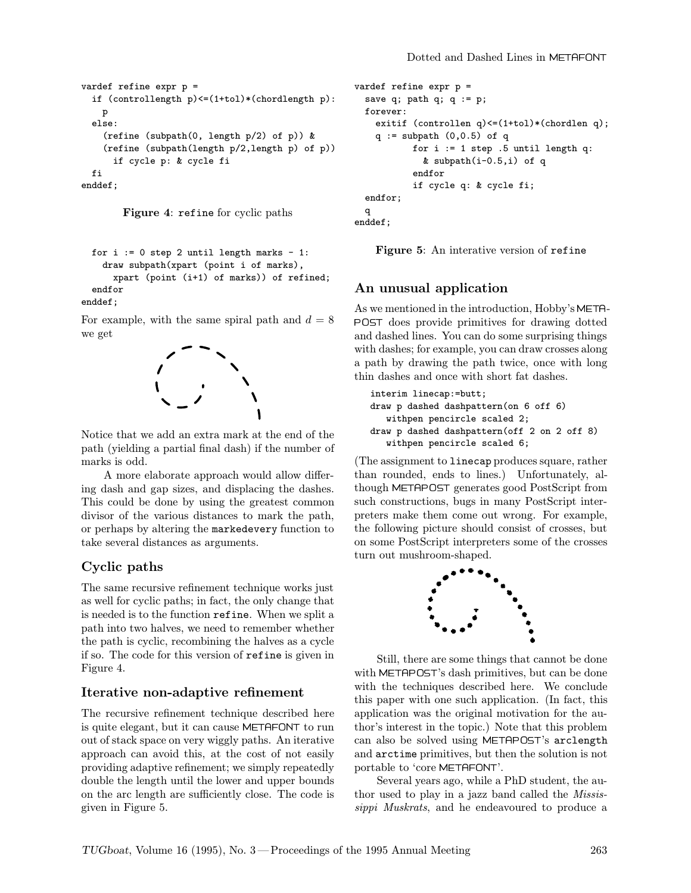```
vardef refine expr p =
  if (controllength p)<=(1+tol)*(chordlength p):
    p
  else:
    (refine (subpath(0, length p/2) of p)) &
    (refine (subpath(length p/2,length p) of p))
      if cycle p: & cycle fi
  fi
enddef;
```

**Figure 4**: `refine` for cyclic paths

```
  for i := 0 step 2 until length marks - 1:
    draw subpath(xpart (point i of marks),
      xpart (point (i+1) of marks)) of refined;
  endfor
enddef;
```

For example, with the same spiral path and $d = 8$ we get

Notice that we add an extra mark at the end of the path (yielding a partial final dash) if the number of marks is odd.

A more elaborate approach would allow differing dash and gap sizes, and displacing the dashes. This could be done by using the greatest common divisor of the various distances to mark the path, or perhaps by altering the `markedevery` function to take several distances as arguments.

## Cyclic paths

The same recursive refinement technique works just as well for cyclic paths; in fact, the only change that is needed is to the function `refine`. When we split a path into two halves, we need to remember whether the path is cyclic, recombining the halves as a cycle if so. The code for this version of `refine` is given in Figure 4.

## Iterative non-adaptive refinement

The recursive refinement technique described here is quite elegant, but it can cause METAFONT to run out of stack space on very wiggly paths. An iterative approach can avoid this, at the cost of not easily providing adaptive refinement; we simply repeatedly double the length until the lower and upper bounds on the arc length are sufficiently close. The code is given in Figure 5.

```
vardef refine expr p =
  save q; path q; q := p;
  forever:
    exitif (controllen q)<=(1+tol)*(chordlen q);
    q := subpath (0,0.5) of q
         for i := 1 step .5 until length q:
           & subpath(i-0.5,i) of q
         endfor
         if cycle q: & cycle fi;
  endfor;
  q
enddef;
```

**Figure 5**: An interative version of `refine`

## An unusual application

As we mentioned in the introduction, Hobby's METAPOST does provide primitives for drawing dotted and dashed lines. You can do some surprising things with dashes; for example, you can draw crosses along a path by drawing the path twice, once with long thin dashes and once with short fat dashes.

```
interim linecap:=butt;
draw p dashed dashpattern(on 6 off 6)
   withpen pencircle scaled 2;
draw p dashed dashpattern(off 2 on 2 off 8)
   withpen pencircle scaled 6;
```

(The assignment to `linecap` produces square, rather than rounded, ends to lines.) Unfortunately, although METAPOST generates good PostScript from such constructions, bugs in many PostScript interpreters make them come out wrong. For example, the following picture should consist of crosses, but on some PostScript interpreters some of the crosses turn out mushroom-shaped.

Still, there are some things that cannot be done with METAPOST's dash primitives, but can be done with the techniques described here. We conclude this paper with one such application. (In fact, this application was the original motivation for the author's interest in the topic.) Note that this problem can also be solved using METAPOST's `arclength` and `arctime` primitives, but then the solution is not portable to 'core METAFONT'.

Several years ago, while a PhD student, the author used to play in a jazz band called the *Mississippi Muskrats*, and he endeavoured to produce a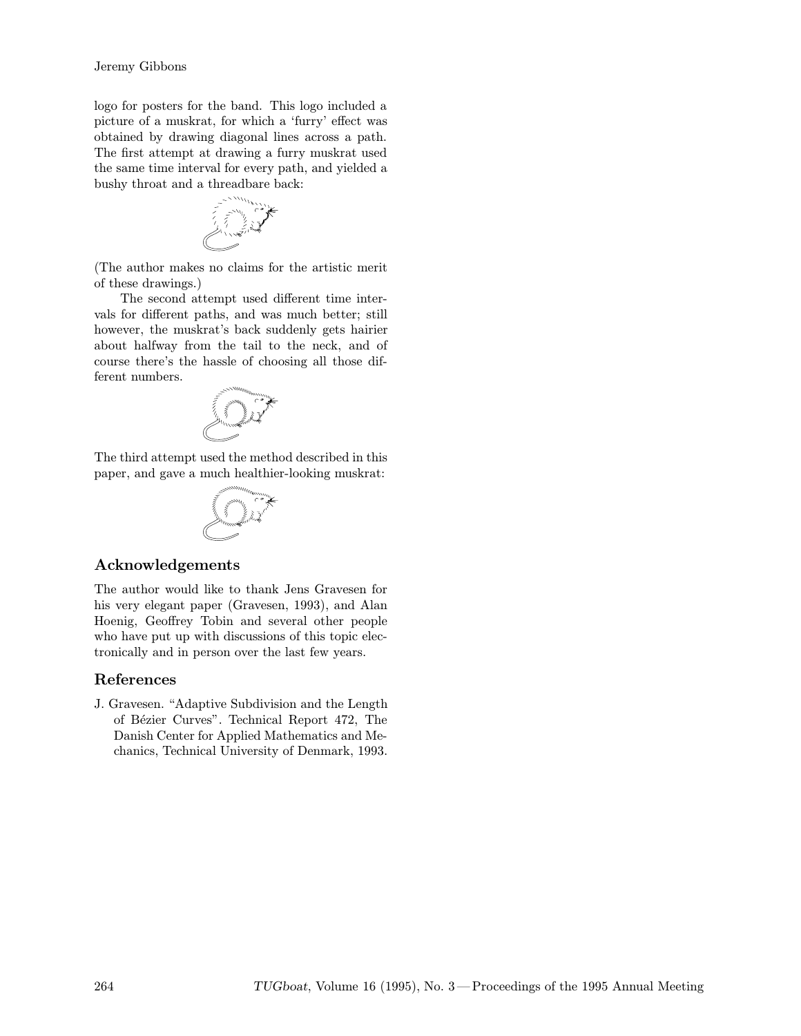logo for posters for the band. This logo included a picture of a muskrat, for which a 'furry' effect was obtained by drawing diagonal lines across a path. The first attempt at drawing a furry muskrat used the same time interval for every path, and yielded a bushy throat and a threadbare back:

(The author makes no claims for the artistic merit of these drawings.)

The second attempt used different time intervals for different paths, and was much better; still however, the muskrat's back suddenly gets hairier about halfway from the tail to the neck, and of course there's the hassle of choosing all those different numbers.

The third attempt used the method described in this paper, and gave a much healthier-looking muskrat:

## Acknowledgements

The author would like to thank Jens Gravesen for his very elegant paper (Gravesen, 1993), and Alan Hoenig, Geoffrey Tobin and several other people who have put up with discussions of this topic electronically and in person over the last few years.

## References

J. Gravesen. "Adaptive Subdivision and the Length of Bézier Curves". Technical Report 472, The Danish Center for Applied Mathematics and Mechanics, Technical University of Denmark, 1993.